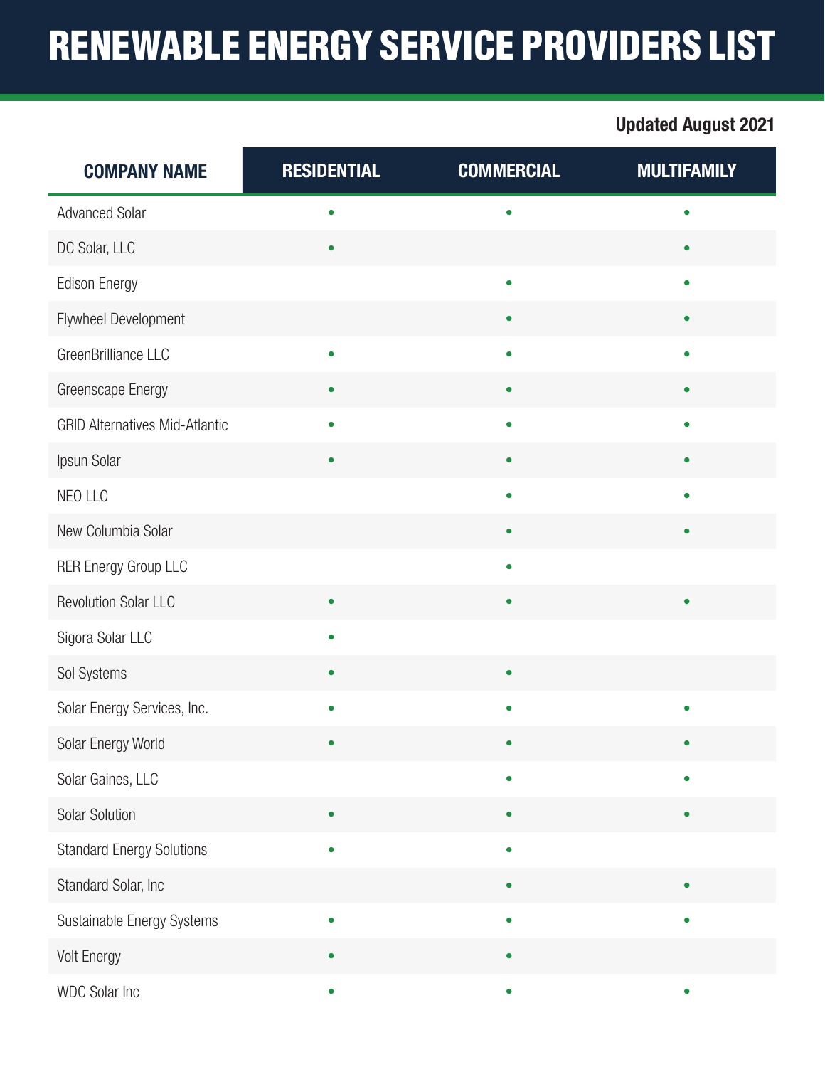# RENEWABLE ENERGY SERVICE PROVIDERS LIST

**Updated August 2021**

| COMPANY NAME | RESIDENTIAL | COMMERCIAL | MULTIFAMILY |
|---|---|---|---|
| Advanced Solar | • | • | • |
| DC Solar, LLC | • | | • |
| Edison Energy | | • | • |
| Flywheel Development | | • | • |
| GreenBrilliance LLC | • | • | • |
| Greenscape Energy | • | • | • |
| GRID Alternatives Mid-Atlantic | • | • | • |
| Ipsun Solar | • | • | • |
| NEO LLC | | • | • |
| New Columbia Solar | | • | • |
| RER Energy Group LLC | | • | |
| Revolution Solar LLC | • | • | • |
| Sigora Solar LLC | • | | |
| Sol Systems | • | • | |
| Solar Energy Services, Inc. | • | • | • |
| Solar Energy World | • | • | • |
| Solar Gaines, LLC | | • | • |
| Solar Solution | • | • | • |
| Standard Energy Solutions | • | • | |
| Standard Solar, Inc | | • | • |
| Sustainable Energy Systems | • | • | • |
| Volt Energy | • | • | |
| WDC Solar Inc | • | • | • |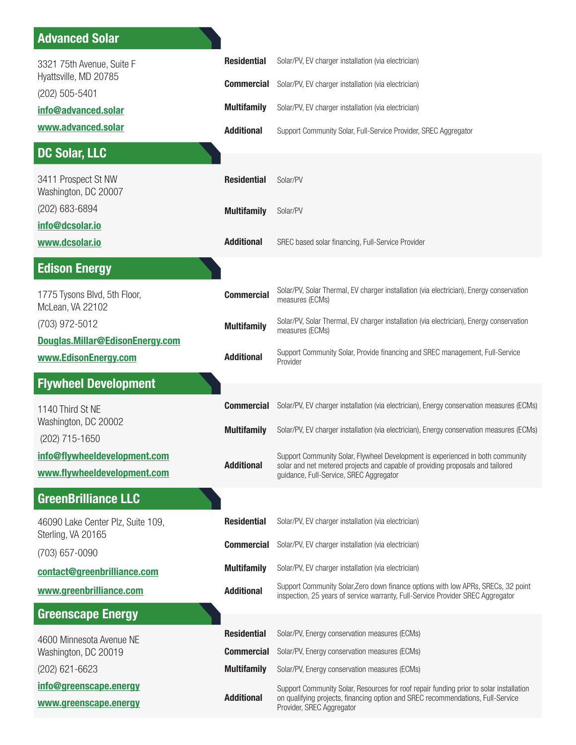## Advanced Solar

3321 75th Avenue, Suite F
Hyattsville, MD 20785

(202) 505-5401

**info@advanced.solar**

**www.advanced.solar**

| | |
|---|---|
| **Residential** | Solar/PV, EV charger installation (via electrician) |
| **Commercial** | Solar/PV, EV charger installation (via electrician) |
| **Multifamily** | Solar/PV, EV charger installation (via electrician) |
| **Additional** | Support Community Solar, Full-Service Provider, SREC Aggregator |

## DC Solar, LLC

3411 Prospect St NW
Washington, DC 20007

(202) 683-6894

**info@dcsolar.io**

**www.dcsolar.io**

| | |
|---|---|
| **Residential** | Solar/PV |
| **Multifamily** | Solar/PV |
| **Additional** | SREC based solar financing, Full-Service Provider |

## Edison Energy

1775 Tysons Blvd, 5th Floor,
McLean, VA 22102

(703) 972-5012

**Douglas.Millar@EdisonEnergy.com**

**www.EdisonEnergy.com**

| | |
|---|---|
| **Commercial** | Solar/PV, Solar Thermal, EV charger installation (via electrician), Energy conservation measures (ECMs) |
| **Multifamily** | Solar/PV, Solar Thermal, EV charger installation (via electrician), Energy conservation measures (ECMs) |
| **Additional** | Support Community Solar, Provide financing and SREC management, Full-Service Provider |

## Flywheel Development

1140 Third St NE
Washington, DC 20002

(202) 715-1650

**info@flywheeldevelopment.com**

**www.flywheeldevelopment.com**

| | |
|---|---|
| **Commercial** | Solar/PV, EV charger installation (via electrician), Energy conservation measures (ECMs) |
| **Multifamily** | Solar/PV, EV charger installation (via electrician), Energy conservation measures (ECMs) |
| **Additional** | Support Community Solar, Flywheel Development is experienced in both community solar and net metered projects and capable of providing proposals and tailored guidance, Full-Service, SREC Aggregator |

## GreenBrilliance LLC

46090 Lake Center Plz, Suite 109,
Sterling, VA 20165

(703) 657-0090

**contact@greenbrilliance.com**

**www.greenbrilliance.com**

| | |
|---|---|
| **Residential** | Solar/PV, EV charger installation (via electrician) |
| **Commercial** | Solar/PV, EV charger installation (via electrician) |
| **Multifamily** | Solar/PV, EV charger installation (via electrician) |
| **Additional** | Support Community Solar,Zero down finance options with low APRs, SRECs, 32 point inspection, 25 years of service warranty, Full-Service Provider SREC Aggregator |

## Greenscape Energy

4600 Minnesota Avenue NE
Washington, DC 20019

(202) 621-6623

**info@greenscape.energy**

**www.greenscape.energy**

| | |
|---|---|
| **Residential** | Solar/PV, Energy conservation measures (ECMs) |
| **Commercial** | Solar/PV, Energy conservation measures (ECMs) |
| **Multifamily** | Solar/PV, Energy conservation measures (ECMs) |
| **Additional** | Support Community Solar, Resources for roof repair funding prior to solar installation on qualifying projects, financing option and SREC recommendations, Full-Service Provider, SREC Aggregator |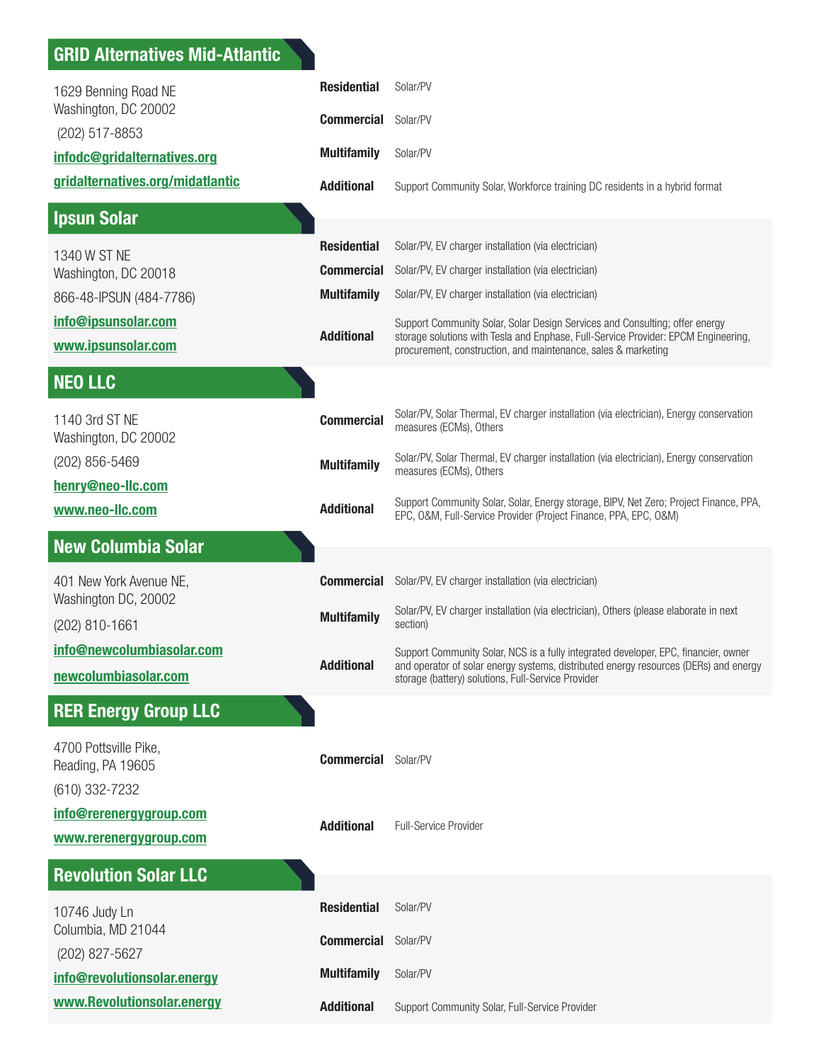## GRID Alternatives Mid-Atlantic

1629 Benning Road NE
Washington, DC 20002

(202) 517-8853

**infodc@gridalternatives.org**

**gridalternatives.org/midatlantic**

| | |
|---|---|
| **Residential** | Solar/PV |
| **Commercial** | Solar/PV |
| **Multifamily** | Solar/PV |
| **Additional** | Support Community Solar, Workforce training DC residents in a hybrid format |

## Ipsun Solar

1340 W ST NE
Washington, DC 20018

866-48-IPSUN (484-7786)

**info@ipsunsolar.com**

**www.ipsunsolar.com**

| | |
|---|---|
| **Residential** | Solar/PV, EV charger installation (via electrician) |
| **Commercial** | Solar/PV, EV charger installation (via electrician) |
| **Multifamily** | Solar/PV, EV charger installation (via electrician) |
| **Additional** | Support Community Solar, Solar Design Services and Consulting; offer energy storage solutions with Tesla and Enphase, Full-Service Provider: EPCM Engineering, procurement, construction, and maintenance, sales & marketing |

## NEO LLC

1140 3rd ST NE
Washington, DC 20002

(202) 856-5469

**henry@neo-llc.com**

**www.neo-llc.com**

| | |
|---|---|
| **Commercial** | Solar/PV, Solar Thermal, EV charger installation (via electrician), Energy conservation measures (ECMs), Others |
| **Multifamily** | Solar/PV, Solar Thermal, EV charger installation (via electrician), Energy conservation measures (ECMs), Others |
| **Additional** | Support Community Solar, Solar, Energy storage, BIPV, Net Zero; Project Finance, PPA, EPC, O&M, Full-Service Provider (Project Finance, PPA, EPC, O&M) |

## New Columbia Solar

401 New York Avenue NE,
Washington DC, 20002

(202) 810-1661

**info@newcolumbiasolar.com**

**newcolumbiasolar.com**

| | |
|---|---|
| **Commercial** | Solar/PV, EV charger installation (via electrician) |
| **Multifamily** | Solar/PV, EV charger installation (via electrician), Others (please elaborate in next section) |
| **Additional** | Support Community Solar, NCS is a fully integrated developer, EPC, financier, owner and operator of solar energy systems, distributed energy resources (DERs) and energy storage (battery) solutions, Full-Service Provider |

## RER Energy Group LLC

4700 Pottsville Pike,
Reading, PA 19605

(610) 332-7232

**info@rerenergygroup.com**

**www.rerenergygroup.com**

| | |
|---|---|
| **Commercial** | Solar/PV |
| **Additional** | Full-Service Provider |

## Revolution Solar LLC

10746 Judy Ln
Columbia, MD 21044

(202) 827-5627

**info@revolutionsolar.energy**

**www.Revolutionsolar.energy**

| | |
|---|---|
| **Residential** | Solar/PV |
| **Commercial** | Solar/PV |
| **Multifamily** | Solar/PV |
| **Additional** | Support Community Solar, Full-Service Provider |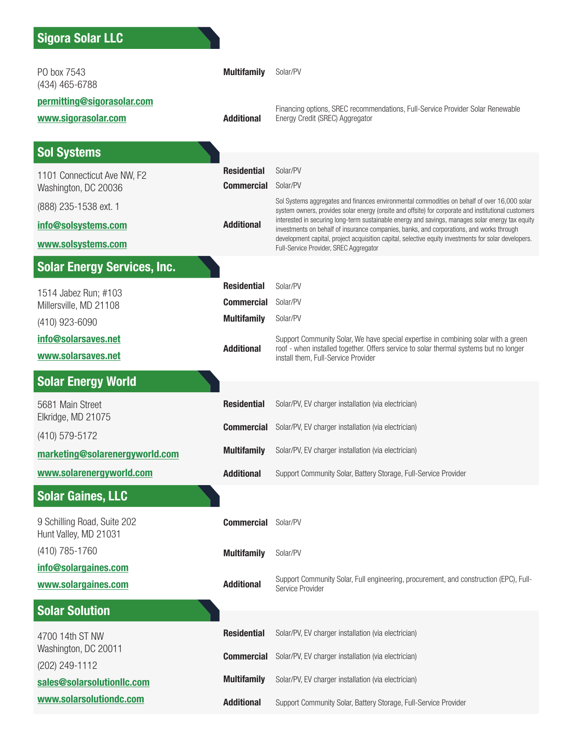## Sigora Solar LLC

PO box 7543
(434) 465-6788

**[permitting@sigorasolar.com](mailto:permitting@sigorasolar.com)**

**[www.sigorasolar.com](http://www.sigorasolar.com)**

| | |
|---|---|
| **Multifamily** | Solar/PV |
| **Additional** | Financing options, SREC recommendations, Full-Service Provider Solar Renewable Energy Credit (SREC) Aggregator |

## Sol Systems

1101 Connecticut Ave NW, F2
Washington, DC 20036

(888) 235-1538 ext. 1

**[info@solsystems.com](mailto:info@solsystems.com)**

**[www.solsystems.com](http://www.solsystems.com)**

| | |
|---|---|
| **Residential** | Solar/PV |
| **Commercial** | Solar/PV |
| **Additional** | Sol Systems aggregates and finances environmental commodities on behalf of over 16,000 solar system owners, provides solar energy (onsite and offsite) for corporate and institutional customers interested in securing long-term sustainable energy and savings, manages solar energy tax equity investments on behalf of insurance companies, banks, and corporations, and works through development capital, project acquisition capital, selective equity investments for solar developers. Full-Service Provider, SREC Aggregator |

## Solar Energy Services, Inc.

1514 Jabez Run; #103
Millersville, MD 21108

(410) 923-6090

**[info@solarsaves.net](mailto:info@solarsaves.net)**

**[www.solarsaves.net](http://www.solarsaves.net)**

| | |
|---|---|
| **Residential** | Solar/PV |
| **Commercial** | Solar/PV |
| **Multifamily** | Solar/PV |
| **Additional** | Support Community Solar, We have special expertise in combining solar with a green roof - when installed together. Offers service to solar thermal systems but no longer install them, Full-Service Provider |

## Solar Energy World

5681 Main Street
Elkridge, MD 21075

(410) 579-5172

**[marketing@solarenergyworld.com](mailto:marketing@solarenergyworld.com)**

**[www.solarenergyworld.com](http://www.solarenergyworld.com)**

| | |
|---|---|
| **Residential** | Solar/PV, EV charger installation (via electrician) |
| **Commercial** | Solar/PV, EV charger installation (via electrician) |
| **Multifamily** | Solar/PV, EV charger installation (via electrician) |
| **Additional** | Support Community Solar, Battery Storage, Full-Service Provider |

## Solar Gaines, LLC

9 Schilling Road, Suite 202
Hunt Valley, MD 21031

(410) 785-1760

**[info@solargaines.com](mailto:info@solargaines.com)**

**[www.solargaines.com](http://www.solargaines.com)**

| | |
|---|---|
| **Commercial** | Solar/PV |
| **Multifamily** | Solar/PV |
| **Additional** | Support Community Solar, Full engineering, procurement, and construction (EPC), Full-Service Provider |

## Solar Solution

4700 14th ST NW
Washington, DC 20011

(202) 249-1112

**[sales@solarsolutionllc.com](mailto:sales@solarsolutionllc.com)**

**[www.solarsolutiondc.com](http://www.solarsolutiondc.com)**

| | |
|---|---|
| **Residential** | Solar/PV, EV charger installation (via electrician) |
| **Commercial** | Solar/PV, EV charger installation (via electrician) |
| **Multifamily** | Solar/PV, EV charger installation (via electrician) |
| **Additional** | Support Community Solar, Battery Storage, Full-Service Provider |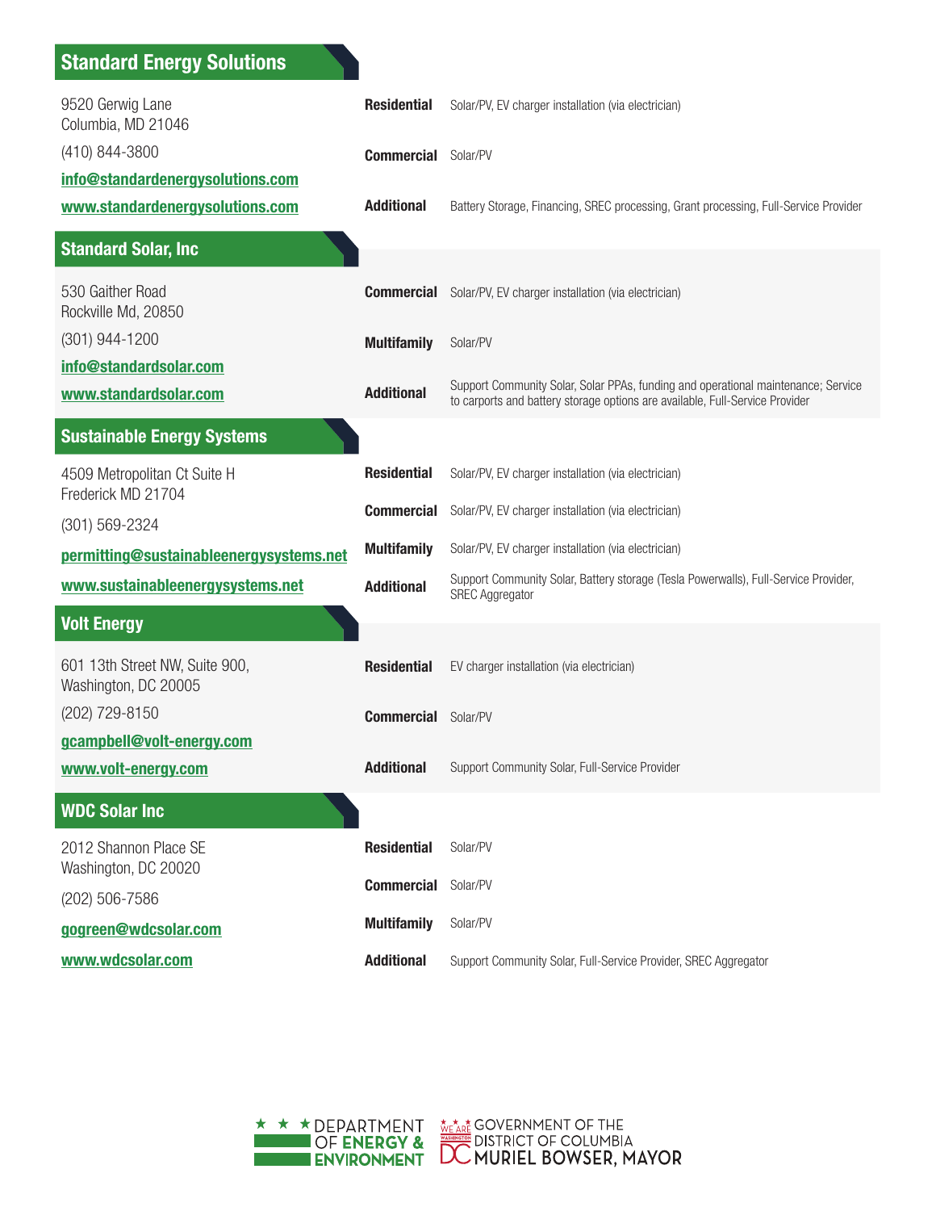## Standard Energy Solutions

9520 Gerwig Lane
Columbia, MD 21046

(410) 844-3800

**info@standardenergysolutions.com**

**www.standardenergysolutions.com**

**Residential** Solar/PV, EV charger installation (via electrician)

**Commercial** Solar/PV

**Additional** Battery Storage, Financing, SREC processing, Grant processing, Full-Service Provider

## Standard Solar, Inc

530 Gaither Road
Rockville Md, 20850

(301) 944-1200

**info@standardsolar.com**

**www.standardsolar.com**

**Commercial** Solar/PV, EV charger installation (via electrician)

**Multifamily** Solar/PV

**Additional** Support Community Solar, Solar PPAs, funding and operational maintenance; Service to carports and battery storage options are available, Full-Service Provider

## Sustainable Energy Systems

4509 Metropolitan Ct Suite H
Frederick MD 21704

(301) 569-2324

**permitting@sustainableenergysystems.net**

**www.sustainableenergysystems.net**

**Residential** Solar/PV, EV charger installation (via electrician)

**Commercial** Solar/PV, EV charger installation (via electrician)

**Multifamily** Solar/PV, EV charger installation (via electrician)

**Additional** Support Community Solar, Battery storage (Tesla Powerwalls), Full-Service Provider, SREC Aggregator

## Volt Energy

601 13th Street NW, Suite 900,
Washington, DC 20005

(202) 729-8150

**gcampbell@volt-energy.com**

**www.volt-energy.com**

**Residential** EV charger installation (via electrician)

**Commercial** Solar/PV

**Additional** Support Community Solar, Full-Service Provider

## WDC Solar Inc

2012 Shannon Place SE
Washington, DC 20020

(202) 506-7586

**gogreen@wdcsolar.com**

**www.wdcsolar.com**

**Residential** Solar/PV

**Commercial** Solar/PV

**Multifamily** Solar/PV

**Additional** Support Community Solar, Full-Service Provider, SREC Aggregator

DEPARTMENT OF ENERGY & ENVIRONMENT

GOVERNMENT OF THE DISTRICT OF COLUMBIA
MURIEL BOWSER, MAYOR